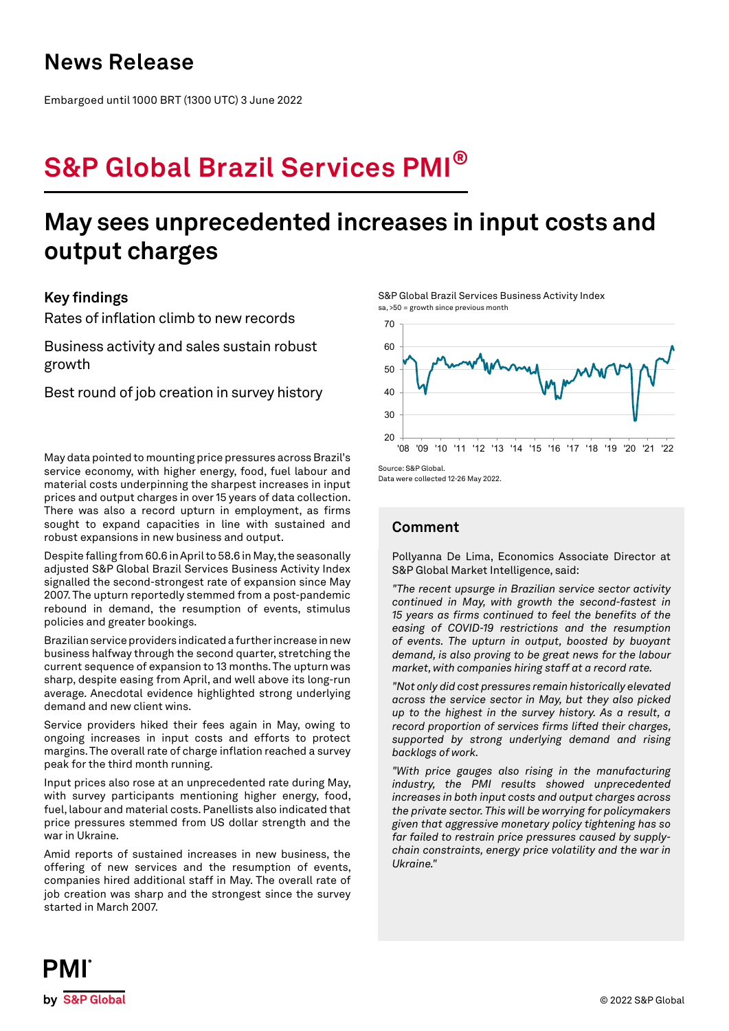# News Release

Embargoed until 1000 BRT (1300 UTC) 3 June 2022

# S&P Global Brazil Services PMI®

## May sees unprecedented increases in input costs and output charges

### Key findings

Rates of inflation climb to new records

Business activity and sales sustain robust growth

Best round of job creation in survey history

S&P Global Brazil Services Business Activity Index
sa, >50 = growth since previous month

Source: S&P Global.
Data were collected 12-26 May 2022.

May data pointed to mounting price pressures across Brazil's service economy, with higher energy, food, fuel labour and material costs underpinning the sharpest increases in input prices and output charges in over 15 years of data collection. There was also a record upturn in employment, as firms sought to expand capacities in line with sustained and robust expansions in new business and output.

Despite falling from 60.6 in April to 58.6 in May, the seasonally adjusted S&P Global Brazil Services Business Activity Index signalled the second-strongest rate of expansion since May 2007. The upturn reportedly stemmed from a post-pandemic rebound in demand, the resumption of events, stimulus policies and greater bookings.

Brazilian service providers indicated a further increase in new business halfway through the second quarter, stretching the current sequence of expansion to 13 months. The upturn was sharp, despite easing from April, and well above its long-run average. Anecdotal evidence highlighted strong underlying demand and new client wins.

Service providers hiked their fees again in May, owing to ongoing increases in input costs and efforts to protect margins. The overall rate of charge inflation reached a survey peak for the third month running.

Input prices also rose at an unprecedented rate during May, with survey participants mentioning higher energy, food, fuel, labour and material costs. Panellists also indicated that price pressures stemmed from US dollar strength and the war in Ukraine.

Amid reports of sustained increases in new business, the offering of new services and the resumption of events, companies hired additional staff in May. The overall rate of job creation was sharp and the strongest since the survey started in March 2007.

### Comment

Pollyanna De Lima, Economics Associate Director at S&P Global Market Intelligence, said:

*"The recent upsurge in Brazilian service sector activity continued in May, with growth the second-fastest in 15 years as firms continued to feel the benefits of the easing of COVID-19 restrictions and the resumption of events. The upturn in output, boosted by buoyant demand, is also proving to be great news for the labour market, with companies hiring staff at a record rate.*

*"Not only did cost pressures remain historically elevated across the service sector in May, but they also picked up to the highest in the survey history. As a result, a record proportion of services firms lifted their charges, supported by strong underlying demand and rising backlogs of work.*

*"With price gauges also rising in the manufacturing industry, the PMI results showed unprecedented increases in both input costs and output charges across the private sector. This will be worrying for policymakers given that aggressive monetary policy tightening has so far failed to restrain price pressures caused by supply-chain constraints, energy price volatility and the war in Ukraine."*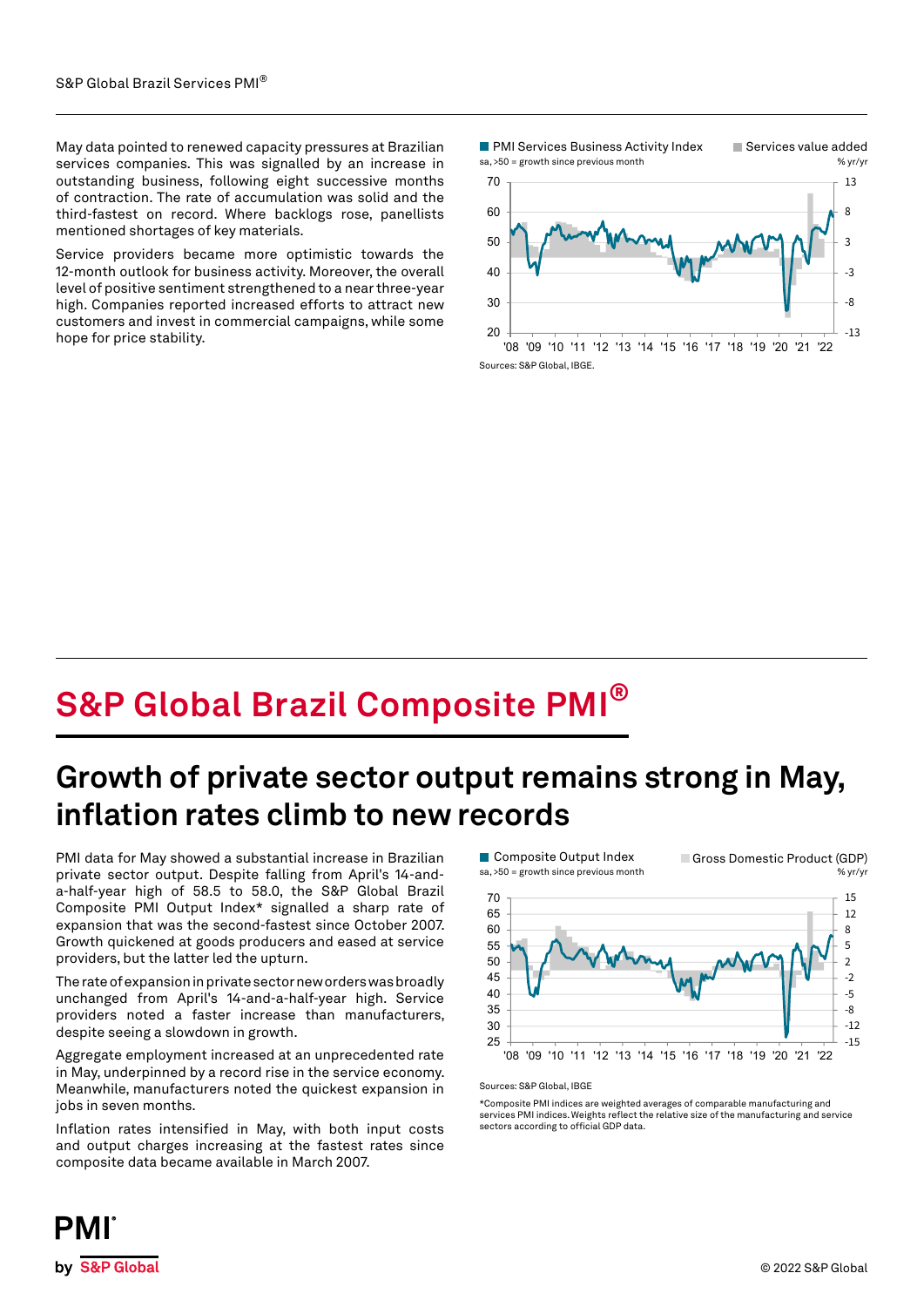May data pointed to renewed capacity pressures at Brazilian services companies. This was signalled by an increase in outstanding business, following eight successive months of contraction. The rate of accumulation was solid and the third-fastest on record. Where backlogs rose, panellists mentioned shortages of key materials.

Service providers became more optimistic towards the 12-month outlook for business activity. Moreover, the overall level of positive sentiment strengthened to a near three-year high. Companies reported increased efforts to attract new customers and invest in commercial campaigns, while some hope for price stability.

PMI Services Business Activity Index (sa, >50 = growth since previous month) / Services value added (% yr/yr)

Sources: S&P Global, IBGE.

# S&P Global Brazil Composite PMI®

## Growth of private sector output remains strong in May, inflation rates climb to new records

PMI data for May showed a substantial increase in Brazilian private sector output. Despite falling from April's 14-and-a-half-year high of 58.5 to 58.0, the S&P Global Brazil Composite PMI Output Index* signalled a sharp rate of expansion that was the second-fastest since October 2007. Growth quickened at goods producers and eased at service providers, but the latter led the upturn.

The rate of expansion in private sector new orders was broadly unchanged from April's 14-and-a-half-year high. Service providers noted a faster increase than manufacturers, despite seeing a slowdown in growth.

Aggregate employment increased at an unprecedented rate in May, underpinned by a record rise in the service economy. Meanwhile, manufacturers noted the quickest expansion in jobs in seven months.

Inflation rates intensified in May, with both input costs and output charges increasing at the fastest rates since composite data became available in March 2007.

Composite Output Index (sa, >50 = growth since previous month) / Gross Domestic Product (GDP) (% yr/yr)

Sources: S&P Global, IBGE

*Composite PMI indices are weighted averages of comparable manufacturing and services PMI indices. Weights reflect the relative size of the manufacturing and service sectors according to official GDP data.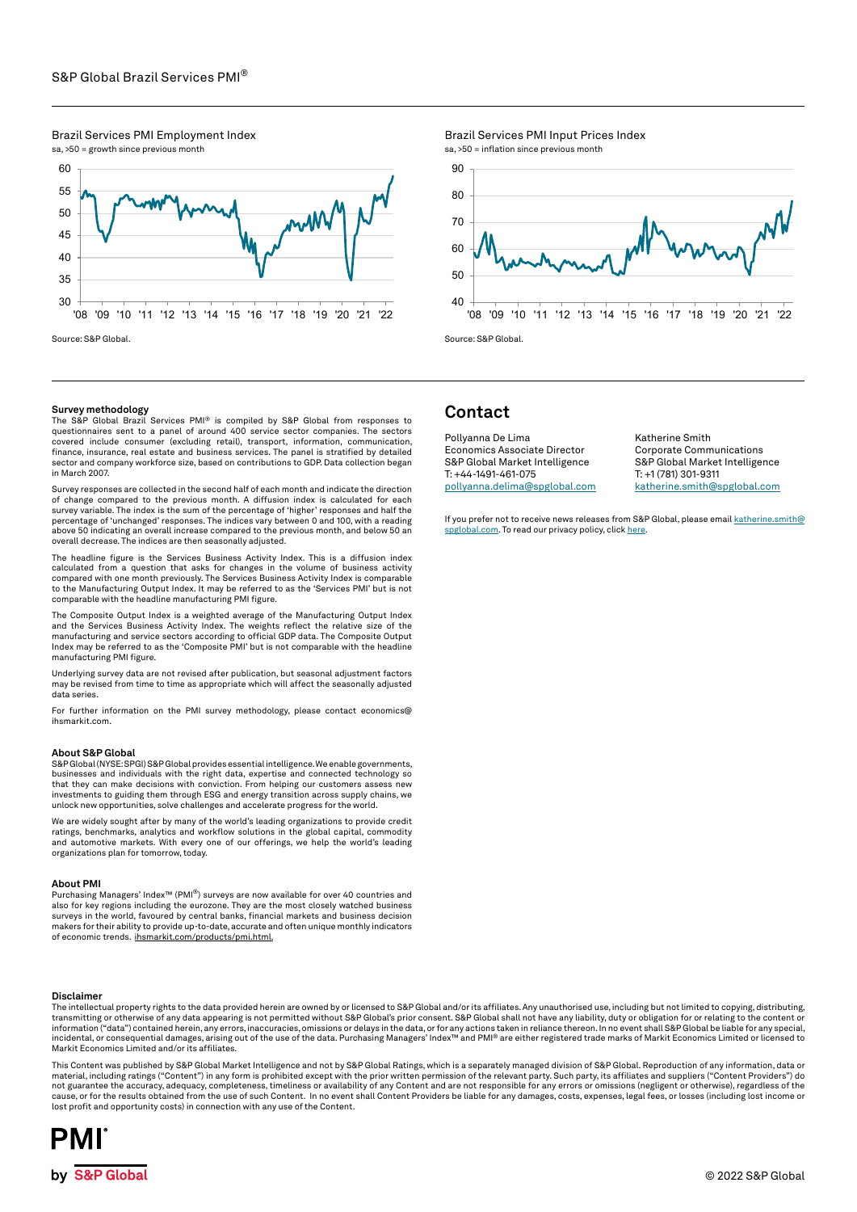Brazil Services PMI Employment Index

sa, >50 = growth since previous month

60
55
50
45
40
35
30
'08 '09 '10 '11 '12 '13 '14 '15 '16 '17 '18 '19 '20 '21 '22

Source: S&P Global.

Brazil Services PMI Input Prices Index

sa, >50 = inflation since previous month

90
80
70
60
50
40
'08 '09 '10 '11 '12 '13 '14 '15 '16 '17 '18 '19 '20 '21 '22

Source: S&P Global.

### Survey methodology

The S&P Global Brazil Services PMI® is compiled by S&P Global from responses to questionnaires sent to a panel of around 400 service sector companies. The sectors covered include consumer (excluding retail), transport, information, communication, finance, insurance, real estate and business services. The panel is stratified by detailed sector and company workforce size, based on contributions to GDP. Data collection began in March 2007.

Survey responses are collected in the second half of each month and indicate the direction of change compared to the previous month. A diffusion index is calculated for each survey variable. The index is the sum of the percentage of 'higher' responses and half the percentage of 'unchanged' responses. The indices vary between 0 and 100, with a reading above 50 indicating an overall increase compared to the previous month, and below 50 an overall decrease. The indices are then seasonally adjusted.

The headline figure is the Services Business Activity Index. This is a diffusion index calculated from a question that asks for changes in the volume of business activity compared with one month previously. The Services Business Activity Index is comparable to the Manufacturing Output Index. It may be referred to as the 'Services PMI' but is not comparable with the headline manufacturing PMI figure.

The Composite Output Index is a weighted average of the Manufacturing Output Index and the Services Business Activity Index. The weights reflect the relative size of the manufacturing and service sectors according to official GDP data. The Composite Output Index may be referred to as the 'Composite PMI' but is not comparable with the headline manufacturing PMI figure.

Underlying survey data are not revised after publication, but seasonal adjustment factors may be revised from time to time as appropriate which will affect the seasonally adjusted data series.

For further information on the PMI survey methodology, please contact economics@ihsmarkit.com.

### About S&P Global

S&P Global (NYSE:SPGI) S&P Global provides essential intelligence. We enable governments, businesses and individuals with the right data, expertise and connected technology so that they can make decisions with conviction. From helping our customers assess new investments to guiding them through ESG and energy transition across supply chains, we unlock new opportunities, solve challenges and accelerate progress for the world.

We are widely sought after by many of the world's leading organizations to provide credit ratings, benchmarks, analytics and workflow solutions in the global capital, commodity and automotive markets. With every one of our offerings, we help the world's leading organizations plan for tomorrow, today.

### About PMI

Purchasing Managers' Index™ (PMI®) surveys are now available for over 40 countries and also for key regions including the eurozone. They are the most closely watched business surveys in the world, favoured by central banks, financial markets and business decision makers for their ability to provide up-to-date, accurate and often unique monthly indicators of economic trends. ihsmarkit.com/products/pmi.html.

## Contact

Pollyanna De Lima
Economics Associate Director
S&P Global Market Intelligence
T: +44-1491-461-075
pollyanna.delima@spglobal.com

Katherine Smith
Corporate Communications
S&P Global Market Intelligence
T: +1 (781) 301-9311
katherine.smith@spglobal.com

If you prefer not to receive news releases from S&P Global, please email katherine.smith@spglobal.com. To read our privacy policy, click here.

### Disclaimer

The intellectual property rights to the data provided herein are owned by or licensed to S&P Global and/or its affiliates. Any unauthorised use, including but not limited to copying, distributing, transmitting or otherwise of any data appearing is not permitted without S&P Global's prior consent. S&P Global shall not have any liability, duty or obligation for or relating to the content or information ("data") contained herein, any errors, inaccuracies, omissions or delays in the data, or for any actions taken in reliance thereon. In no event shall S&P Global be liable for any special, incidental, or consequential damages, arising out of the use of the data. Purchasing Managers' Index™ and PMI® are either registered trade marks of Markit Economics Limited or licensed to Markit Economics Limited and/or its affiliates.

This Content was published by S&P Global Market Intelligence and not by S&P Global Ratings, which is a separately managed division of S&P Global. Reproduction of any information, data or material, including ratings ("Content") in any form is prohibited except with the prior written permission of the relevant party. Such party, its affiliates and suppliers ("Content Providers") do not guarantee the accuracy, adequacy, completeness, timeliness or availability of any Content and are not responsible for any errors or omissions (negligent or otherwise), regardless of the cause, or for the results obtained from the use of such Content. In no event shall Content Providers be liable for any damages, costs, expenses, legal fees, or losses (including lost income or lost profit and opportunity costs) in connection with any use of the Content.

PMI by S&P Global

© 2022 S&P Global